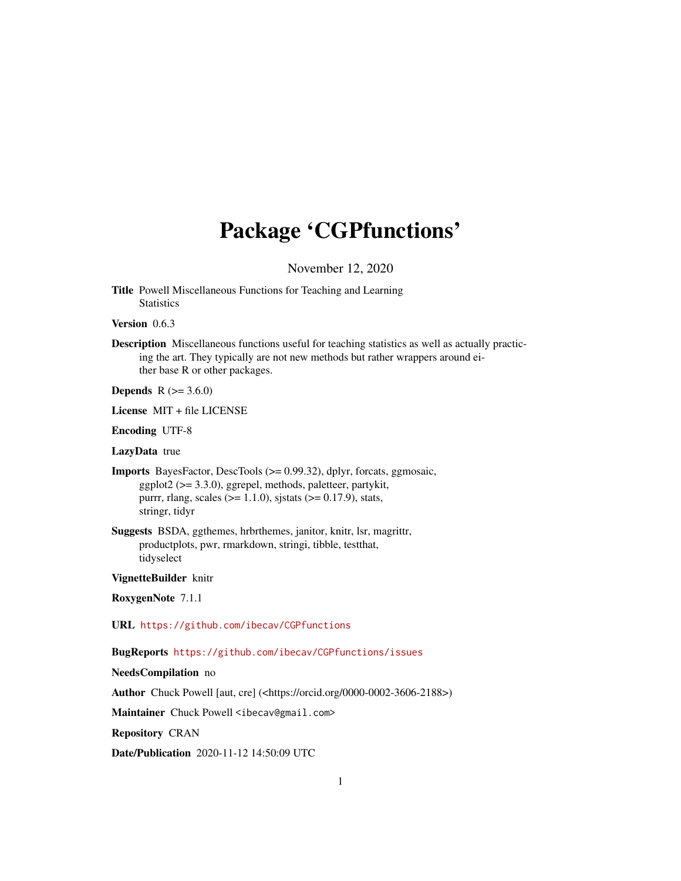# Package 'CGPfunctions'

November 12, 2020

**Title** Powell Miscellaneous Functions for Teaching and Learning Statistics

**Version** 0.6.3

**Description** Miscellaneous functions useful for teaching statistics as well as actually practicing the art. They typically are not new methods but rather wrappers around either base R or other packages.

**Depends** R (>= 3.6.0)

**License** MIT + file LICENSE

**Encoding** UTF-8

**LazyData** true

**Imports** BayesFactor, DescTools (>= 0.99.32), dplyr, forcats, ggmosaic, ggplot2 (>= 3.3.0), ggrepel, methods, paletteer, partykit, purrr, rlang, scales (>= 1.1.0), sjstats (>= 0.17.9), stats, stringr, tidyr

**Suggests** BSDA, ggthemes, hrbrthemes, janitor, knitr, lsr, magrittr, productplots, pwr, rmarkdown, stringi, tibble, testthat, tidyselect

**VignetteBuilder** knitr

**RoxygenNote** 7.1.1

**URL** https://github.com/ibecav/CGPfunctions

**BugReports** https://github.com/ibecav/CGPfunctions/issues

**NeedsCompilation** no

**Author** Chuck Powell [aut, cre] (<https://orcid.org/0000-0002-3606-2188>)

**Maintainer** Chuck Powell <ibecav@gmail.com>

**Repository** CRAN

**Date/Publication** 2020-11-12 14:50:09 UTC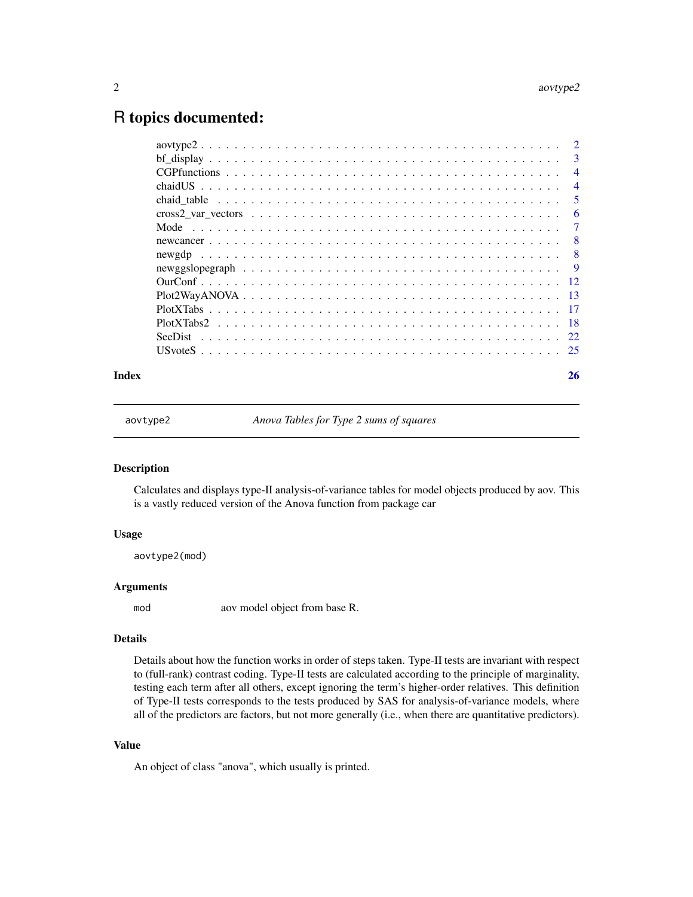# R topics documented:

| | |
|---|---|
| aovtype2 | 2 |
| bf_display | 3 |
| CGPfunctions | 4 |
| chaidUS | 4 |
| chaid_table | 5 |
| cross2_var_vectors | 6 |
| Mode | 7 |
| newcancer | 8 |
| newgdp | 8 |
| newggslopegraph | 9 |
| OurConf | 12 |
| Plot2WayANOVA | 13 |
| PlotXTabs | 17 |
| PlotXTabs2 | 18 |
| SeeDist | 22 |
| USvoteS | 25 |

**Index** **26**

---

## aovtype2 — *Anova Tables for Type 2 sums of squares*

### Description

Calculates and displays type-II analysis-of-variance tables for model objects produced by aov. This is a vastly reduced version of the Anova function from package car

### Usage

```
aovtype2(mod)
```

### Arguments

| | |
|---|---|
| `mod` | aov model object from base R. |

### Details

Details about how the function works in order of steps taken. Type-II tests are invariant with respect to (full-rank) contrast coding. Type-II tests are calculated according to the principle of marginality, testing each term after all others, except ignoring the term's higher-order relatives. This definition of Type-II tests corresponds to the tests produced by SAS for analysis-of-variance models, where all of the predictors are factors, but not more generally (i.e., when there are quantitative predictors).

### Value

An object of class "anova", which usually is printed.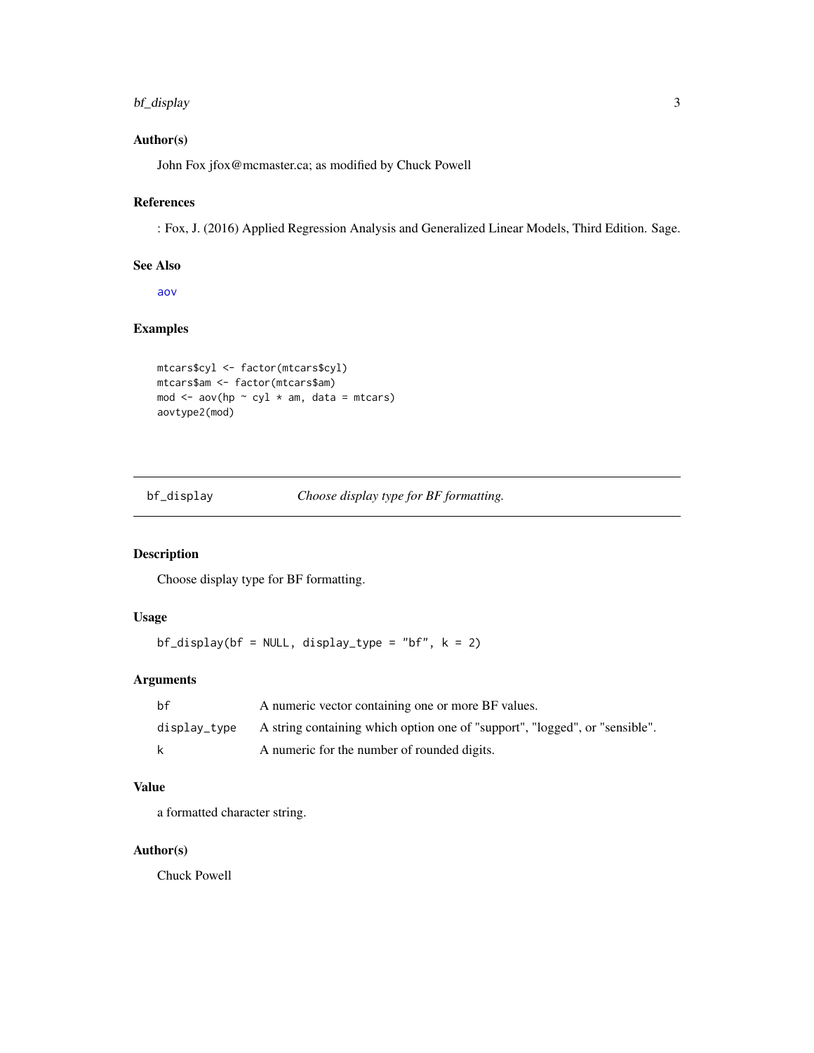### Author(s)

John Fox jfox@mcmaster.ca; as modified by Chuck Powell

### References

: Fox, J. (2016) Applied Regression Analysis and Generalized Linear Models, Third Edition. Sage.

### See Also

aov

### Examples

```
mtcars$cyl <- factor(mtcars$cyl)
mtcars$am <- factor(mtcars$am)
mod <- aov(hp ~ cyl * am, data = mtcars)
aovtype2(mod)
```

---

## bf_display — *Choose display type for BF formatting.*

---

### Description

Choose display type for BF formatting.

### Usage

```
bf_display(bf = NULL, display_type = "bf", k = 2)
```

### Arguments

| | |
|---|---|
| bf | A numeric vector containing one or more BF values. |
| display_type | A string containing which option one of "support", "logged", or "sensible". |
| k | A numeric for the number of rounded digits. |

### Value

a formatted character string.

### Author(s)

Chuck Powell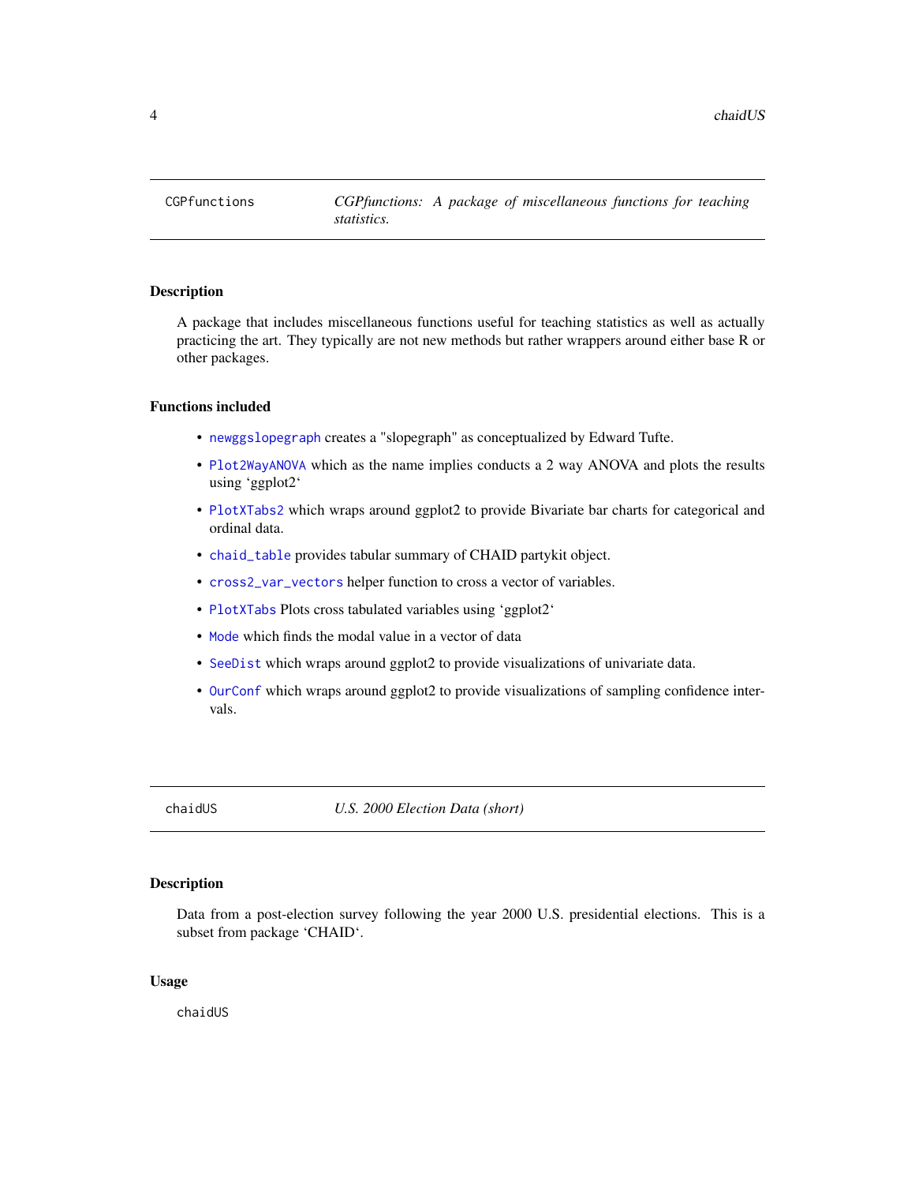## CGPfunctions — *CGPfunctions: A package of miscellaneous functions for teaching statistics.*

### Description

A package that includes miscellaneous functions useful for teaching statistics as well as actually practicing the art. They typically are not new methods but rather wrappers around either base R or other packages.

### Functions included

- `newggslopegraph` creates a "slopegraph" as conceptualized by Edward Tufte.
- `Plot2WayANOVA` which as the name implies conducts a 2 way ANOVA and plots the results using 'ggplot2'
- `PlotXTabs2` which wraps around ggplot2 to provide Bivariate bar charts for categorical and ordinal data.
- `chaid_table` provides tabular summary of CHAID partykit object.
- `cross2_var_vectors` helper function to cross a vector of variables.
- `PlotXTabs` Plots cross tabulated variables using 'ggplot2'
- `Mode` which finds the modal value in a vector of data
- `SeeDist` which wraps around ggplot2 to provide visualizations of univariate data.
- `OurConf` which wraps around ggplot2 to provide visualizations of sampling confidence intervals.

## chaidUS — *U.S. 2000 Election Data (short)*

### Description

Data from a post-election survey following the year 2000 U.S. presidential elections. This is a subset from package 'CHAID'.

### Usage

```
chaidUS
```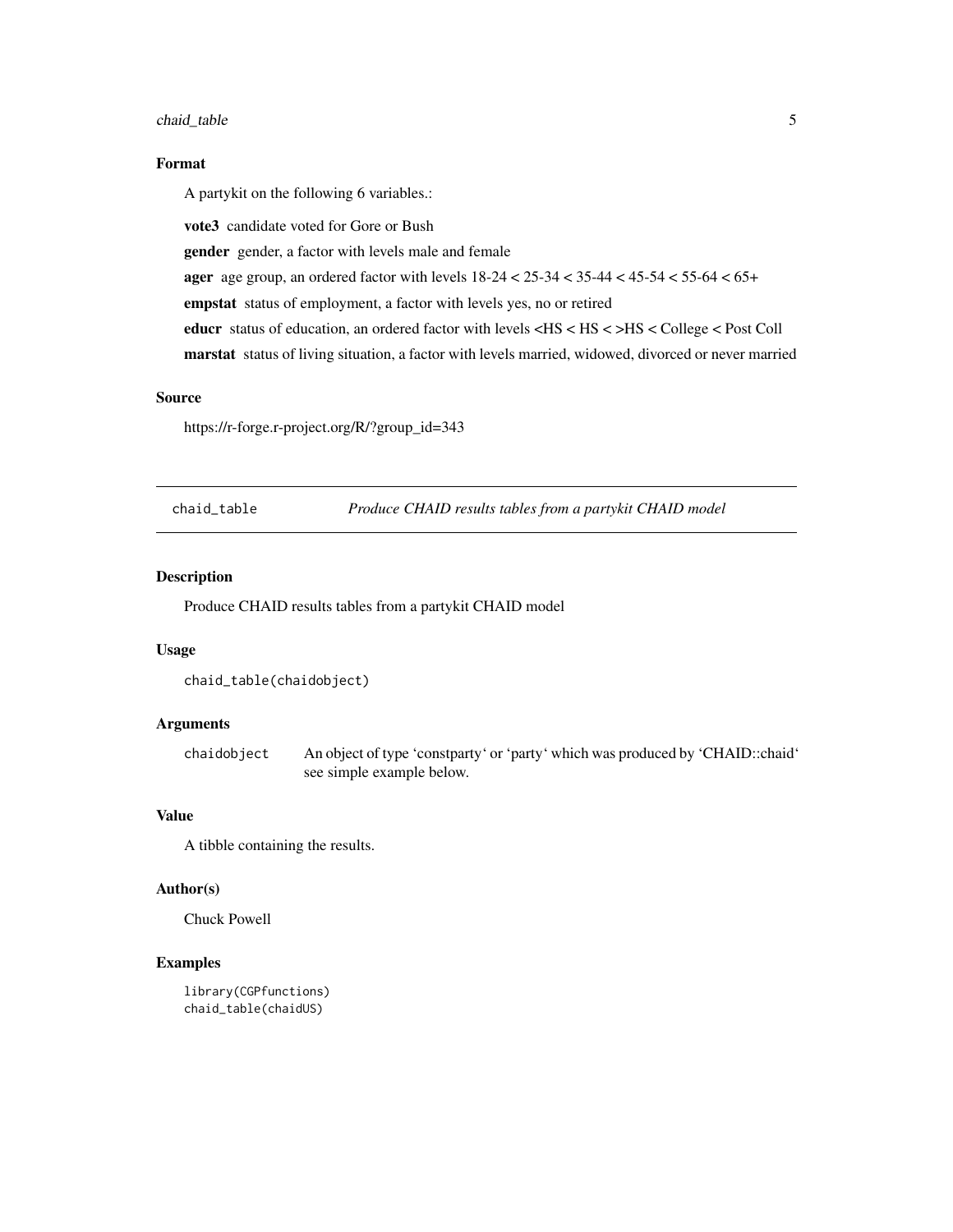### Format

A partykit on the following 6 variables.:

**vote3** candidate voted for Gore or Bush

**gender** gender, a factor with levels male and female

**ager** age group, an ordered factor with levels 18-24 < 25-34 < 35-44 < 45-54 < 55-64 < 65+

**empstat** status of employment, a factor with levels yes, no or retired

**educr** status of education, an ordered factor with levels <HS < HS < >HS < College < Post Coll

**marstat** status of living situation, a factor with levels married, widowed, divorced or never married

### Source

https://r-forge.r-project.org/R/?group_id=343

---

## chaid_table — *Produce CHAID results tables from a partykit CHAID model*

### Description

Produce CHAID results tables from a partykit CHAID model

### Usage

```
chaid_table(chaidobject)
```

### Arguments

| | |
|---|---|
| `chaidobject` | An object of type 'constparty' or 'party' which was produced by 'CHAID::chaid' see simple example below. |

### Value

A tibble containing the results.

### Author(s)

Chuck Powell

### Examples

```
library(CGPfunctions)
chaid_table(chaidUS)
```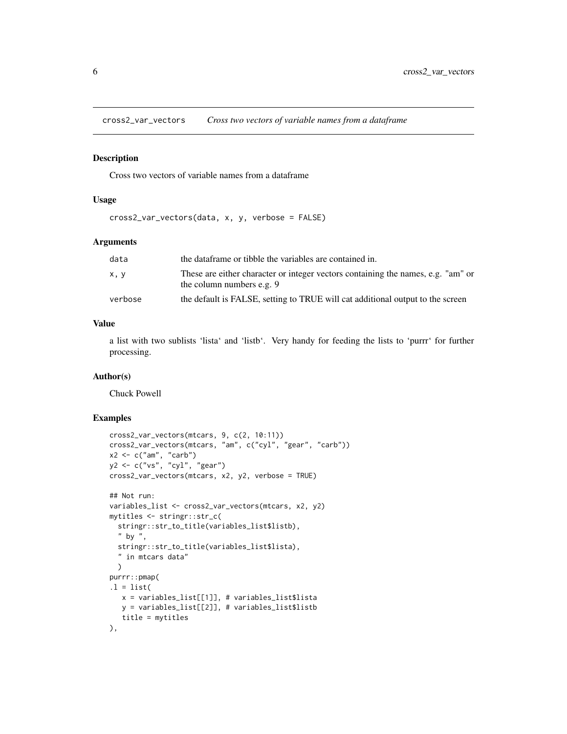# cross2_var_vectors — *Cross two vectors of variable names from a dataframe*

## Description

Cross two vectors of variable names from a dataframe

## Usage

```
cross2_var_vectors(data, x, y, verbose = FALSE)
```

## Arguments

| Argument | Description |
|---|---|
| `data` | the dataframe or tibble the variables are contained in. |
| `x, y` | These are either character or integer vectors containing the names, e.g. "am" or the column numbers e.g. 9 |
| `verbose` | the default is FALSE, setting to TRUE will cat additional output to the screen |

## Value

a list with two sublists 'lista' and 'listb'. Very handy for feeding the lists to 'purrr' for further processing.

## Author(s)

Chuck Powell

## Examples

```
cross2_var_vectors(mtcars, 9, c(2, 10:11))
cross2_var_vectors(mtcars, "am", c("cyl", "gear", "carb"))
x2 <- c("am", "carb")
y2 <- c("vs", "cyl", "gear")
cross2_var_vectors(mtcars, x2, y2, verbose = TRUE)

## Not run:
variables_list <- cross2_var_vectors(mtcars, x2, y2)
mytitles <- stringr::str_c(
  stringr::str_to_title(variables_list$listb),
  " by ",
  stringr::str_to_title(variables_list$lista),
  " in mtcars data"
  )
purrr::pmap(
.l = list(
   x = variables_list[[1]], # variables_list$lista
   y = variables_list[[2]], # variables_list$listb
   title = mytitles
),
```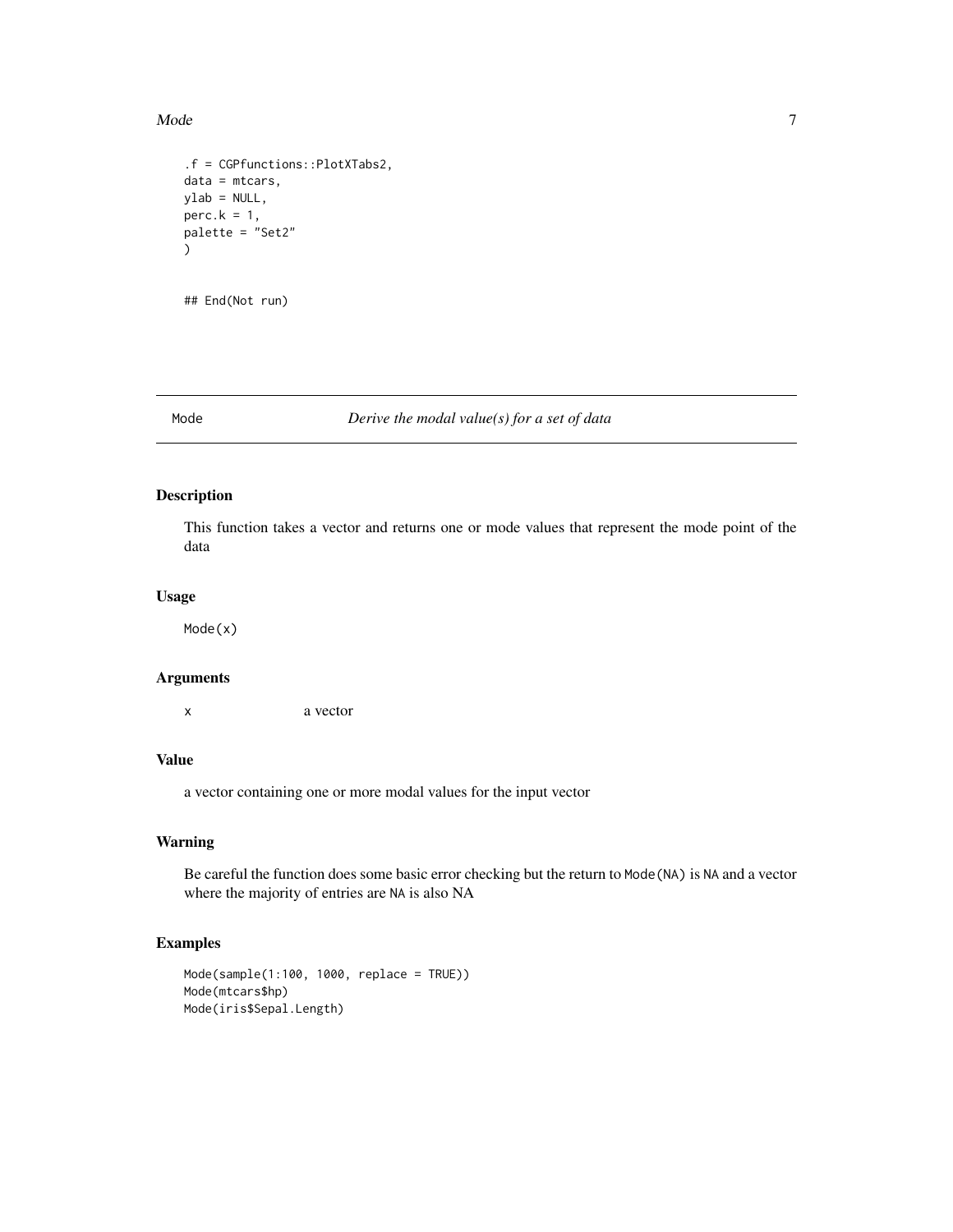```
.f = CGPfunctions::PlotXTabs2,
data = mtcars,
ylab = NULL,
perc.k = 1,
palette = "Set2"
)

## End(Not run)
```

## Mode — *Derive the modal value(s) for a set of data*

### Description

This function takes a vector and returns one or mode values that represent the mode point of the data

### Usage

```
Mode(x)
```

### Arguments

| | |
|---|---|
| x | a vector |

### Value

a vector containing one or more modal values for the input vector

### Warning

Be careful the function does some basic error checking but the return to `Mode(NA)` is `NA` and a vector where the majority of entries are `NA` is also NA

### Examples

```
Mode(sample(1:100, 1000, replace = TRUE))
Mode(mtcars$hp)
Mode(iris$Sepal.Length)
```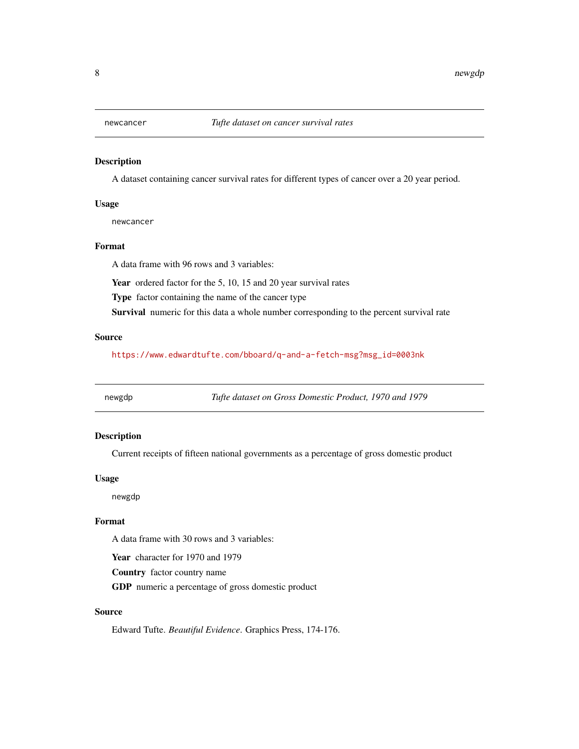## newcancer *Tufte dataset on cancer survival rates*

### Description

A dataset containing cancer survival rates for different types of cancer over a 20 year period.

### Usage

```
newcancer
```

### Format

A data frame with 96 rows and 3 variables:

**Year** ordered factor for the 5, 10, 15 and 20 year survival rates

**Type** factor containing the name of the cancer type

**Survival** numeric for this data a whole number corresponding to the percent survival rate

### Source

https://www.edwardtufte.com/bboard/q-and-a-fetch-msg?msg_id=0003nk

## newgdp *Tufte dataset on Gross Domestic Product, 1970 and 1979*

### Description

Current receipts of fifteen national governments as a percentage of gross domestic product

### Usage

```
newgdp
```

### Format

A data frame with 30 rows and 3 variables:

**Year** character for 1970 and 1979

**Country** factor country name

**GDP** numeric a percentage of gross domestic product

### Source

Edward Tufte. *Beautiful Evidence*. Graphics Press, 174-176.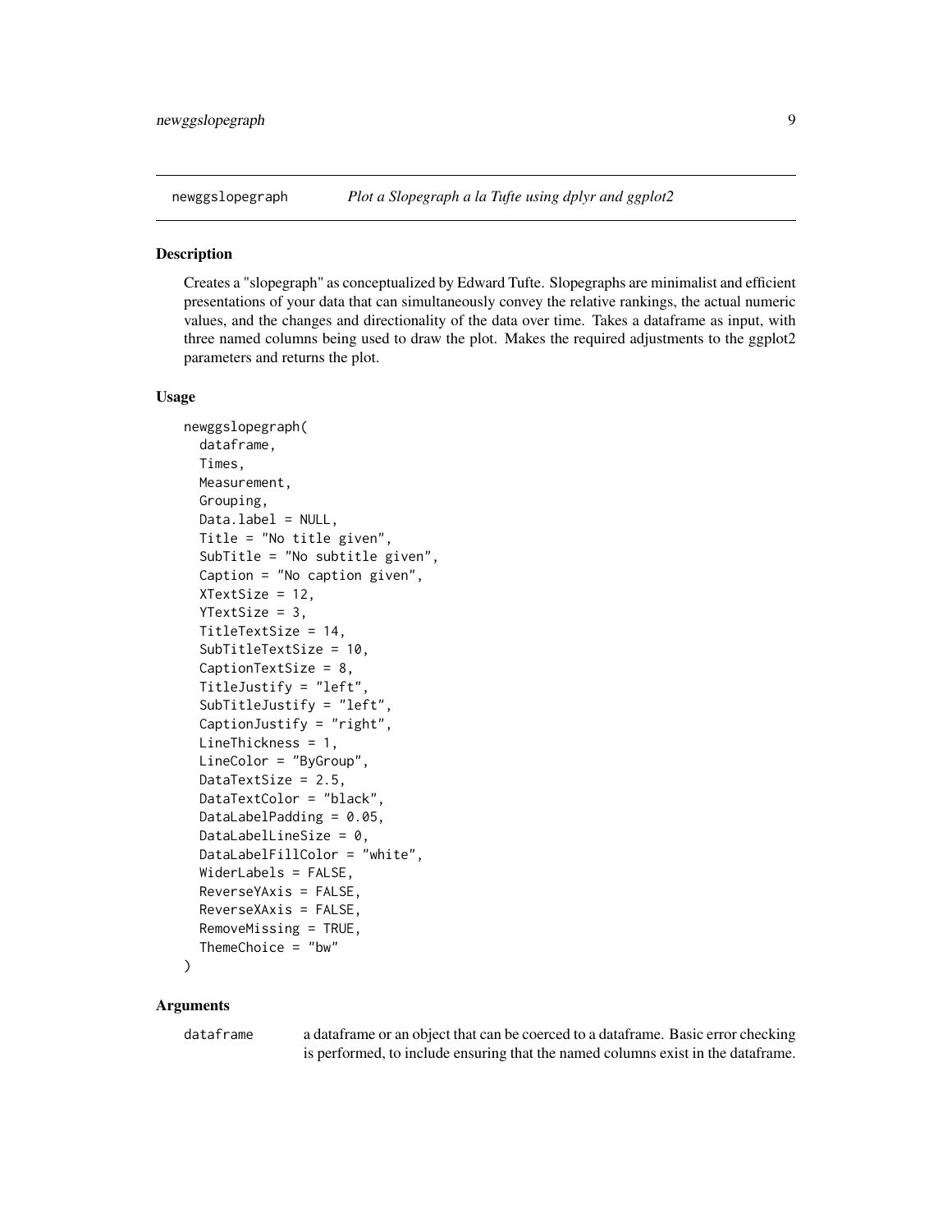newggslopegraph *Plot a Slopegraph a la Tufte using dplyr and ggplot2*

## Description

Creates a "slopegraph" as conceptualized by Edward Tufte. Slopegraphs are minimalist and efficient presentations of your data that can simultaneously convey the relative rankings, the actual numeric values, and the changes and directionality of the data over time. Takes a dataframe as input, with three named columns being used to draw the plot. Makes the required adjustments to the ggplot2 parameters and returns the plot.

## Usage

```
newggslopegraph(
  dataframe,
  Times,
  Measurement,
  Grouping,
  Data.label = NULL,
  Title = "No title given",
  SubTitle = "No subtitle given",
  Caption = "No caption given",
  XTextSize = 12,
  YTextSize = 3,
  TitleTextSize = 14,
  SubTitleTextSize = 10,
  CaptionTextSize = 8,
  TitleJustify = "left",
  SubTitleJustify = "left",
  CaptionJustify = "right",
  LineThickness = 1,
  LineColor = "ByGroup",
  DataTextSize = 2.5,
  DataTextColor = "black",
  DataLabelPadding = 0.05,
  DataLabelLineSize = 0,
  DataLabelFillColor = "white",
  WiderLabels = FALSE,
  ReverseYAxis = FALSE,
  ReverseXAxis = FALSE,
  RemoveMissing = TRUE,
  ThemeChoice = "bw"
)
```

## Arguments

| | |
|---|---|
| dataframe | a dataframe or an object that can be coerced to a dataframe. Basic error checking is performed, to include ensuring that the named columns exist in the dataframe. |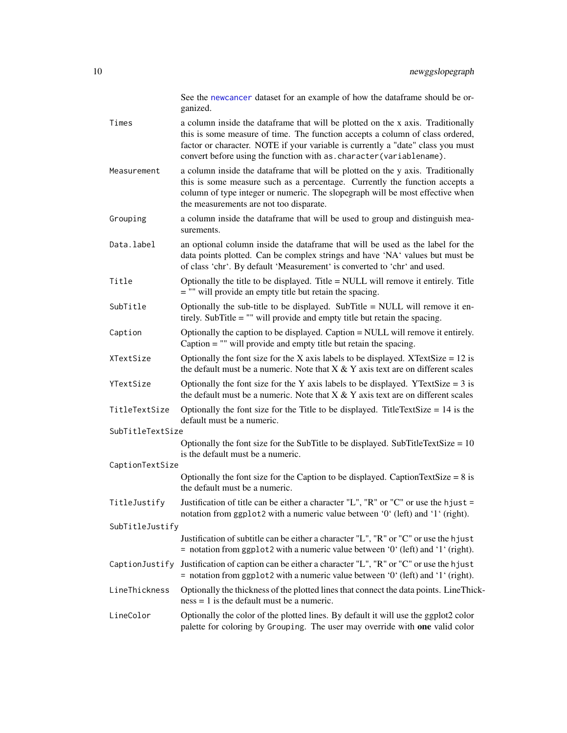See the `newcancer` dataset for an example of how the dataframe should be organized.

**Times**
: a column inside the dataframe that will be plotted on the x axis. Traditionally this is some measure of time. The function accepts a column of class ordered, factor or character. NOTE if your variable is currently a "date" class you must convert before using the function with `as.character(variablename)`.

**Measurement**
: a column inside the dataframe that will be plotted on the y axis. Traditionally this is some measure such as a percentage. Currently the function accepts a column of type integer or numeric. The slopegraph will be most effective when the measurements are not too disparate.

**Grouping**
: a column inside the dataframe that will be used to group and distinguish measurements.

**Data.label**
: an optional column inside the dataframe that will be used as the label for the data points plotted. Can be complex strings and have 'NA' values but must be of class 'chr'. By default 'Measurement' is converted to 'chr' and used.

**Title**
: Optionally the title to be displayed. Title = NULL will remove it entirely. Title = "" will provide an empty title but retain the spacing.

**SubTitle**
: Optionally the sub-title to be displayed. SubTitle = NULL will remove it entirely. SubTitle = "" will provide and empty title but retain the spacing.

**Caption**
: Optionally the caption to be displayed. Caption = NULL will remove it entirely. Caption = "" will provide and empty title but retain the spacing.

**XTextSize**
: Optionally the font size for the X axis labels to be displayed. XTextSize = 12 is the default must be a numeric. Note that X & Y axis text are on different scales

**YTextSize**
: Optionally the font size for the Y axis labels to be displayed. YTextSize = 3 is the default must be a numeric. Note that X & Y axis text are on different scales

**TitleTextSize**
: Optionally the font size for the Title to be displayed. TitleTextSize = 14 is the default must be a numeric.

**SubTitleTextSize**
: Optionally the font size for the SubTitle to be displayed. SubTitleTextSize = 10 is the default must be a numeric.

**CaptionTextSize**
: Optionally the font size for the Caption to be displayed. CaptionTextSize = 8 is the default must be a numeric.

**TitleJustify**
: Justification of title can be either a character "L", "R" or "C" or use the `hjust =` notation from `ggplot2` with a numeric value between '0' (left) and '1' (right).

**SubTitleJustify**
: Justification of subtitle can be either a character "L", "R" or "C" or use the `hjust =` notation from `ggplot2` with a numeric value between '0' (left) and '1' (right).

**CaptionJustify**
: Justification of caption can be either a character "L", "R" or "C" or use the `hjust =` notation from `ggplot2` with a numeric value between '0' (left) and '1' (right).

**LineThickness**
: Optionally the thickness of the plotted lines that connect the data points. LineThickness = 1 is the default must be a numeric.

**LineColor**
: Optionally the color of the plotted lines. By default it will use the ggplot2 color palette for coloring by `Grouping`. The user may override with **one** valid color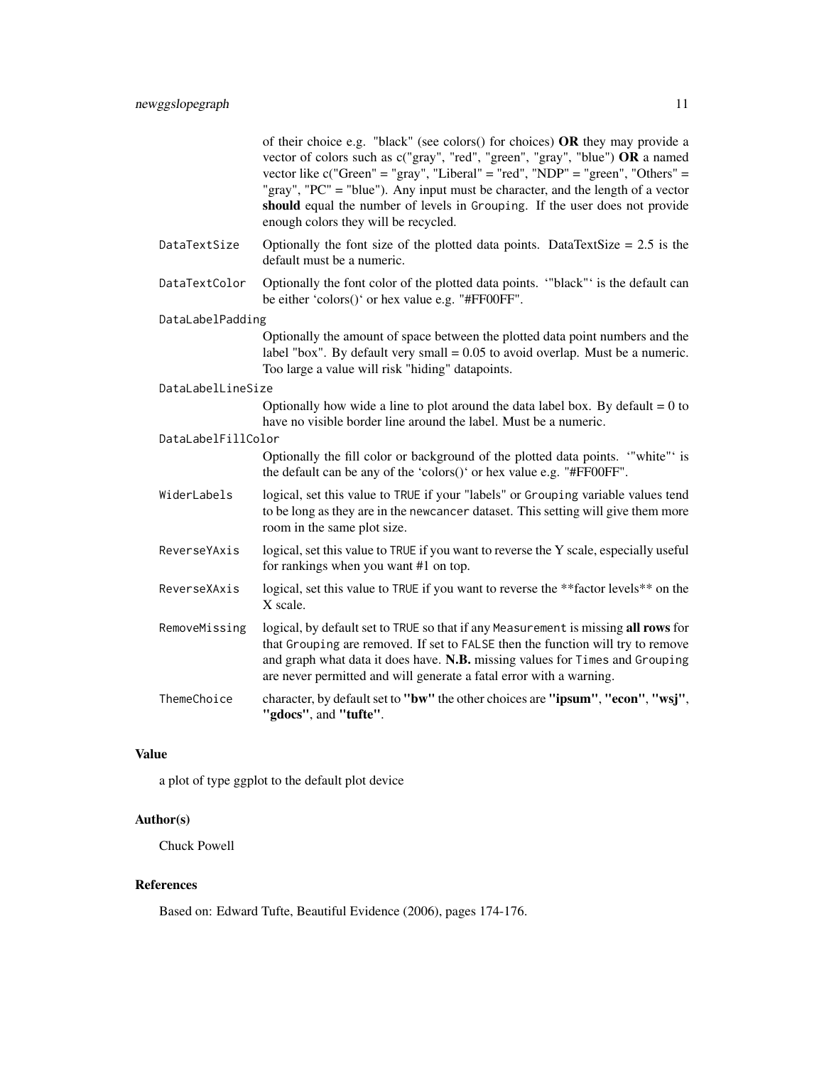of their choice e.g. "black" (see colors() for choices) **OR** they may provide a vector of colors such as c("gray", "red", "green", "gray", "blue") **OR** a named vector like c("Green" = "gray", "Liberal" = "red", "NDP" = "green", "Others" = "gray", "PC" = "blue"). Any input must be character, and the length of a vector **should** equal the number of levels in `Grouping`. If the user does not provide enough colors they will be recycled.

`DataTextSize`
: Optionally the font size of the plotted data points. DataTextSize = 2.5 is the default must be a numeric.

`DataTextColor`
: Optionally the font color of the plotted data points. '"black"' is the default can be either 'colors()' or hex value e.g. "#FF00FF".

`DataLabelPadding`
: Optionally the amount of space between the plotted data point numbers and the label "box". By default very small = 0.05 to avoid overlap. Must be a numeric. Too large a value will risk "hiding" datapoints.

`DataLabelLineSize`
: Optionally how wide a line to plot around the data label box. By default = 0 to have no visible border line around the label. Must be a numeric.

`DataLabelFillColor`
: Optionally the fill color or background of the plotted data points. '"white"' is the default can be any of the 'colors()' or hex value e.g. "#FF00FF".

`WiderLabels`
: logical, set this value to `TRUE` if your "labels" or `Grouping` variable values tend to be long as they are in the `newcancer` dataset. This setting will give them more room in the same plot size.

`ReverseYAxis`
: logical, set this value to `TRUE` if you want to reverse the Y scale, especially useful for rankings when you want #1 on top.

`ReverseXAxis`
: logical, set this value to `TRUE` if you want to reverse the **factor levels** on the X scale.

`RemoveMissing`
: logical, by default set to `TRUE` so that if any `Measurement` is missing **all rows** for that `Grouping` are removed. If set to `FALSE` then the function will try to remove and graph what data it does have. **N.B.** missing values for `Times` and `Grouping` are never permitted and will generate a fatal error with a warning.

`ThemeChoice`
: character, by default set to **"bw"** the other choices are **"ipsum"**, **"econ"**, **"wsj"**, **"gdocs"**, and **"tufte"**.

## Value

a plot of type ggplot to the default plot device

## Author(s)

Chuck Powell

## References

Based on: Edward Tufte, Beautiful Evidence (2006), pages 174-176.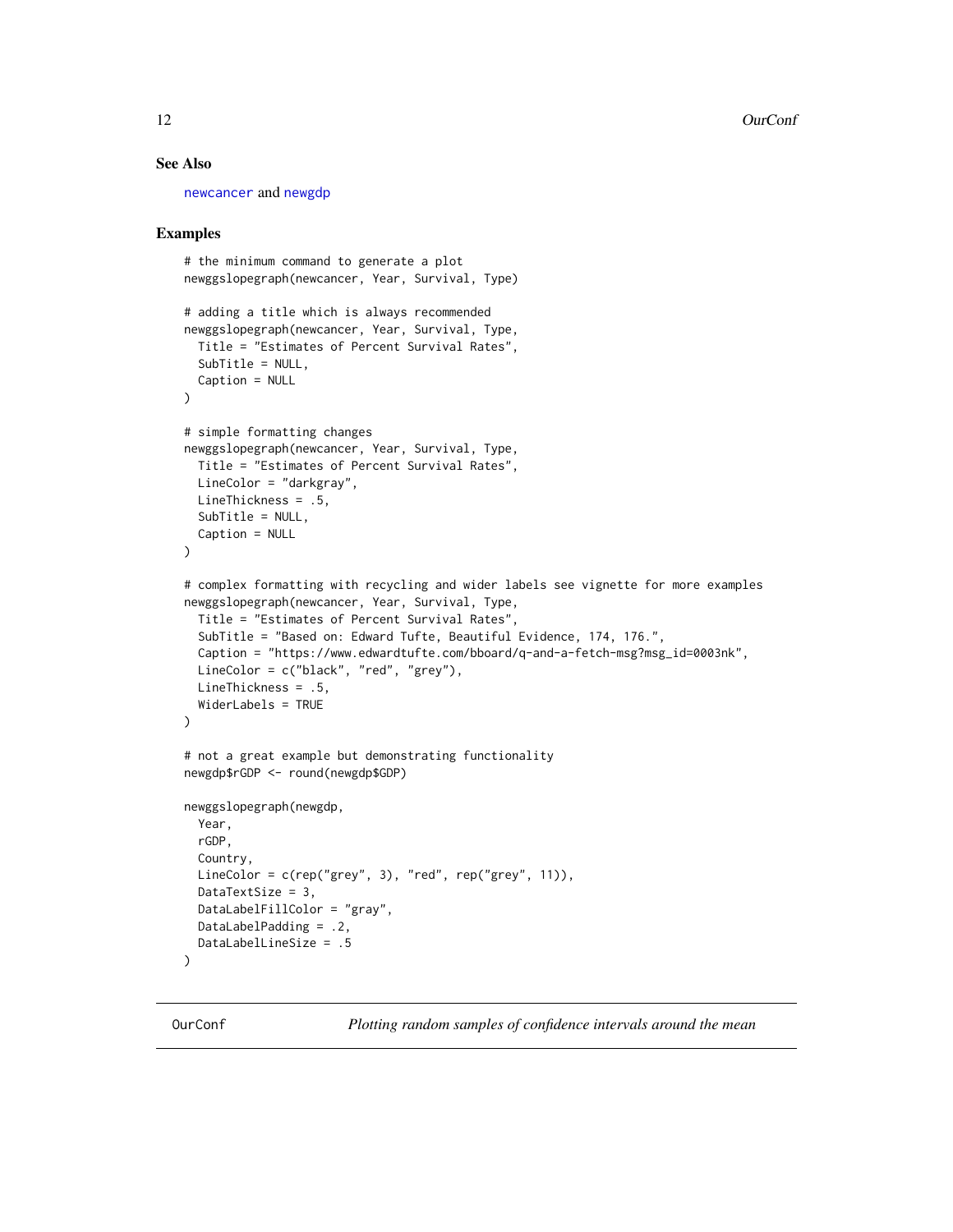## See Also

newcancer and newgdp

## Examples

```
# the minimum command to generate a plot
newggslopegraph(newcancer, Year, Survival, Type)

# adding a title which is always recommended
newggslopegraph(newcancer, Year, Survival, Type,
  Title = "Estimates of Percent Survival Rates",
  SubTitle = NULL,
  Caption = NULL
)

# simple formatting changes
newggslopegraph(newcancer, Year, Survival, Type,
  Title = "Estimates of Percent Survival Rates",
  LineColor = "darkgray",
  LineThickness = .5,
  SubTitle = NULL,
  Caption = NULL
)

# complex formatting with recycling and wider labels see vignette for more examples
newggslopegraph(newcancer, Year, Survival, Type,
  Title = "Estimates of Percent Survival Rates",
  SubTitle = "Based on: Edward Tufte, Beautiful Evidence, 174, 176.",
  Caption = "https://www.edwardtufte.com/bboard/q-and-a-fetch-msg?msg_id=0003nk",
  LineColor = c("black", "red", "grey"),
  LineThickness = .5,
  WiderLabels = TRUE
)

# not a great example but demonstrating functionality
newgdp$rGDP <- round(newgdp$GDP)

newggslopegraph(newgdp,
  Year,
  rGDP,
  Country,
  LineColor = c(rep("grey", 3), "red", rep("grey", 11)),
  DataTextSize = 3,
  DataLabelFillColor = "gray",
  DataLabelPadding = .2,
  DataLabelLineSize = .5
)
```

---

OurConf — *Plotting random samples of confidence intervals around the mean*

---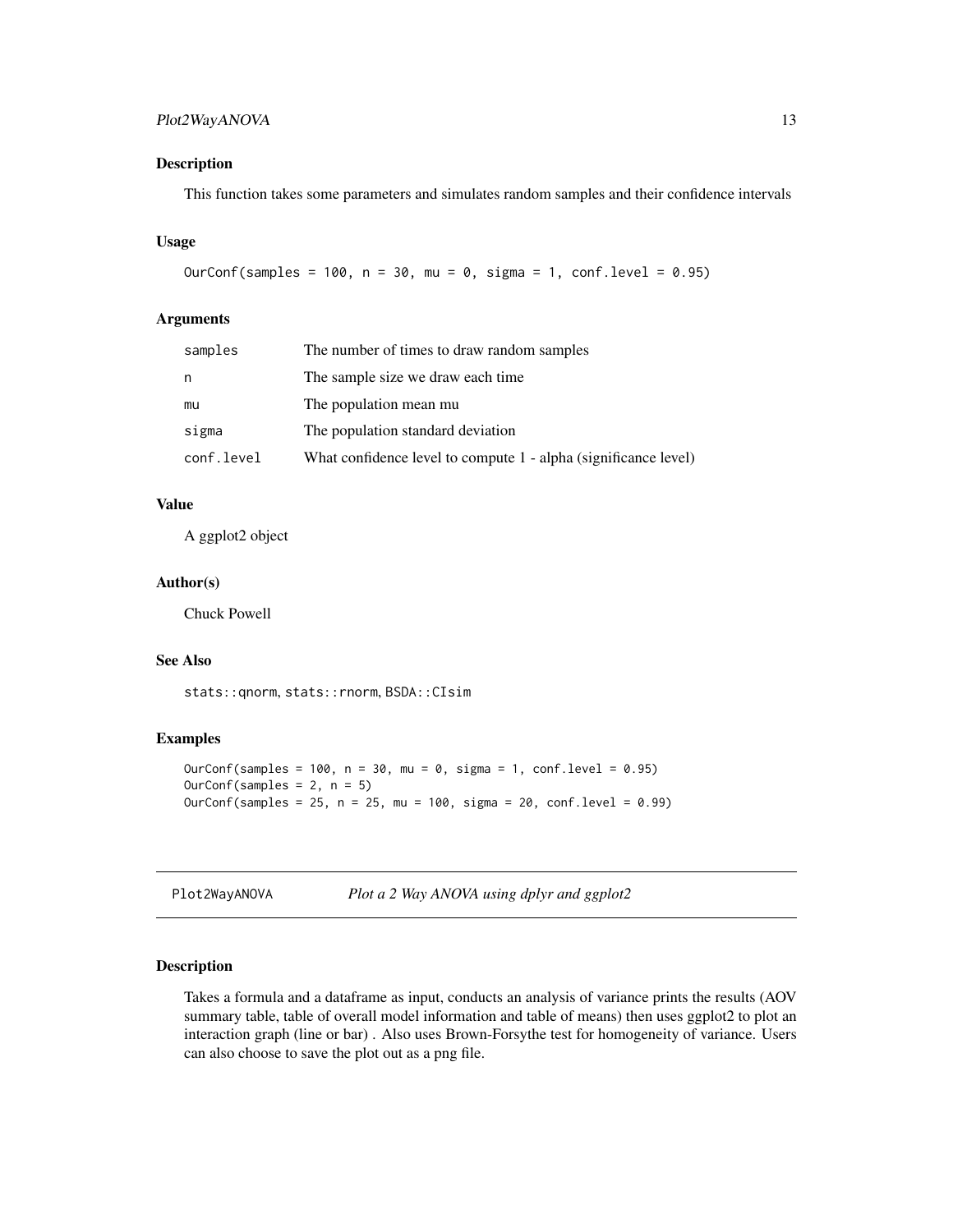## Description

This function takes some parameters and simulates random samples and their confidence intervals

## Usage

```
OurConf(samples = 100, n = 30, mu = 0, sigma = 1, conf.level = 0.95)
```

## Arguments

| | |
|---|---|
| samples | The number of times to draw random samples |
| n | The sample size we draw each time |
| mu | The population mean mu |
| sigma | The population standard deviation |
| conf.level | What confidence level to compute 1 - alpha (significance level) |

## Value

A ggplot2 object

## Author(s)

Chuck Powell

## See Also

`stats::qnorm`, `stats::rnorm`, `BSDA::CIsim`

## Examples

```
OurConf(samples = 100, n = 30, mu = 0, sigma = 1, conf.level = 0.95)
OurConf(samples = 2, n = 5)
OurConf(samples = 25, n = 25, mu = 100, sigma = 20, conf.level = 0.99)
```

---

# Plot2WayANOVA — *Plot a 2 Way ANOVA using dplyr and ggplot2*

---

## Description

Takes a formula and a dataframe as input, conducts an analysis of variance prints the results (AOV summary table, table of overall model information and table of means) then uses ggplot2 to plot an interaction graph (line or bar) . Also uses Brown-Forsythe test for homogeneity of variance. Users can also choose to save the plot out as a png file.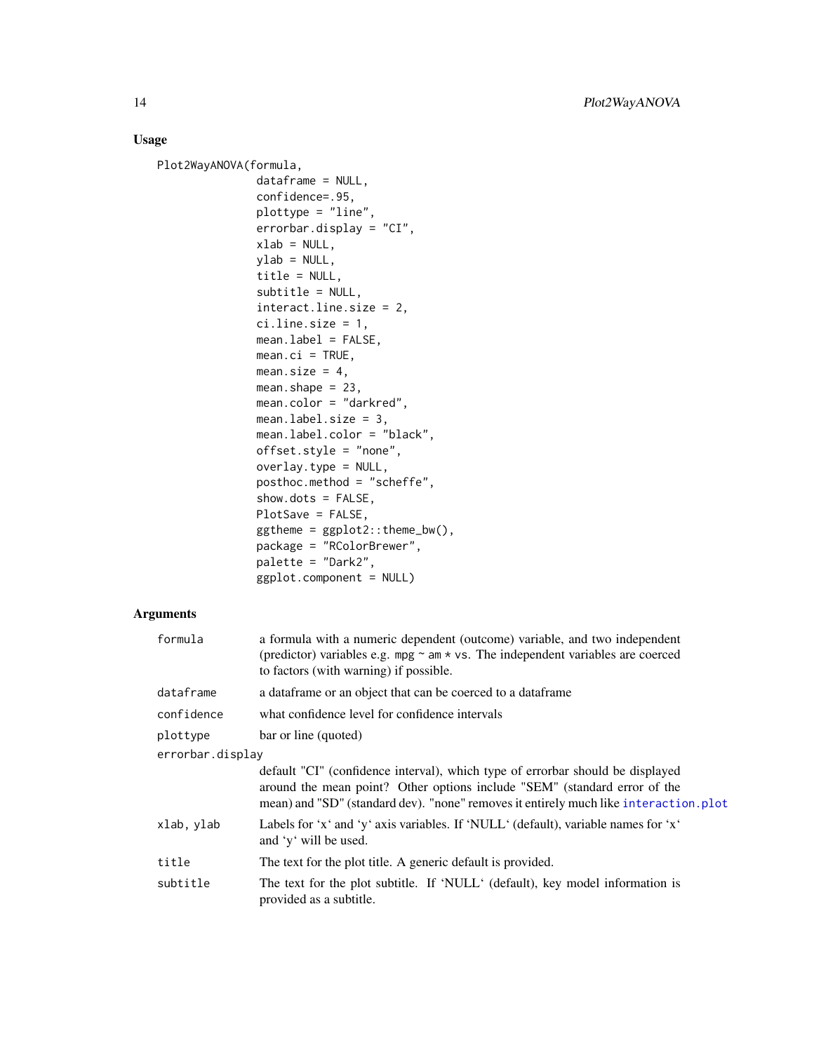## Usage

```
Plot2WayANOVA(formula,
              dataframe = NULL,
              confidence=.95,
              plottype = "line",
              errorbar.display = "CI",
              xlab = NULL,
              ylab = NULL,
              title = NULL,
              subtitle = NULL,
              interact.line.size = 2,
              ci.line.size = 1,
              mean.label = FALSE,
              mean.ci = TRUE,
              mean.size = 4,
              mean.shape = 23,
              mean.color = "darkred",
              mean.label.size = 3,
              mean.label.color = "black",
              offset.style = "none",
              overlay.type = NULL,
              posthoc.method = "scheffe",
              show.dots = FALSE,
              PlotSave = FALSE,
              ggtheme = ggplot2::theme_bw(),
              package = "RColorBrewer",
              palette = "Dark2",
              ggplot.component = NULL)
```

## Arguments

| | |
|---|---|
| `formula` | a formula with a numeric dependent (outcome) variable, and two independent (predictor) variables e.g. `mpg ~ am * vs`. The independent variables are coerced to factors (with warning) if possible. |
| `dataframe` | a dataframe or an object that can be coerced to a dataframe |
| `confidence` | what confidence level for confidence intervals |
| `plottype` | bar or line (quoted) |
| `errorbar.display` | default "CI" (confidence interval), which type of errorbar should be displayed around the mean point? Other options include "SEM" (standard error of the mean) and "SD" (standard dev). "none" removes it entirely much like `interaction.plot` |
| `xlab, ylab` | Labels for ‘x‘ and ‘y‘ axis variables. If ‘NULL‘ (default), variable names for ‘x‘ and ‘y‘ will be used. |
| `title` | The text for the plot title. A generic default is provided. |
| `subtitle` | The text for the plot subtitle. If ‘NULL‘ (default), key model information is provided as a subtitle. |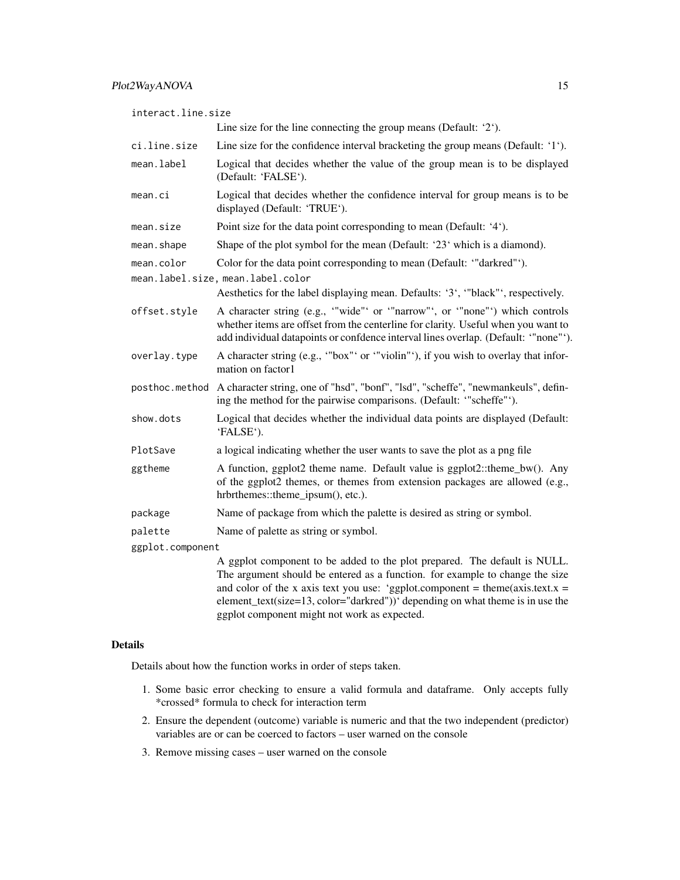`interact.line.size`
: Line size for the line connecting the group means (Default: `2`).

`ci.line.size`
: Line size for the confidence interval bracketing the group means (Default: `1`).

`mean.label`
: Logical that decides whether the value of the group mean is to be displayed (Default: `FALSE`).

`mean.ci`
: Logical that decides whether the confidence interval for group means is to be displayed (Default: `TRUE`).

`mean.size`
: Point size for the data point corresponding to mean (Default: `4`).

`mean.shape`
: Shape of the plot symbol for the mean (Default: `23` which is a diamond).

`mean.color`
: Color for the data point corresponding to mean (Default: `"darkred"`).

`mean.label.size, mean.label.color`
: Aesthetics for the label displaying mean. Defaults: `3`, `"black"`, respectively.

`offset.style`
: A character string (e.g., `"wide"` or `"narrow"`, or `"none"`) which controls whether items are offset from the centerline for clarity. Useful when you want to add individual datapoints or confdence interval lines overlap. (Default: `"none"`).

`overlay.type`
: A character string (e.g., `"box"` or `"violin"`), if you wish to overlay that information on factor1

`posthoc.method`
: A character string, one of "hsd", "bonf", "lsd", "scheffe", "newmankeuls", defining the method for the pairwise comparisons. (Default: `"scheffe"`).

`show.dots`
: Logical that decides whether the individual data points are displayed (Default: `FALSE`).

`PlotSave`
: a logical indicating whether the user wants to save the plot as a png file

`ggtheme`
: A function, ggplot2 theme name. Default value is ggplot2::theme_bw(). Any of the ggplot2 themes, or themes from extension packages are allowed (e.g., hrbrthemes::theme_ipsum(), etc.).

`package`
: Name of package from which the palette is desired as string or symbol.

`palette`
: Name of palette as string or symbol.

`ggplot.component`
: A ggplot component to be added to the plot prepared. The default is NULL. The argument should be entered as a function. for example to change the size and color of the x axis text you use: `ggplot.component = theme(axis.text.x = element_text(size=13, color="darkred"))` depending on what theme is in use the ggplot component might not work as expected.

## Details

Details about how the function works in order of steps taken.

1. Some basic error checking to ensure a valid formula and dataframe. Only accepts fully *crossed* formula to check for interaction term
2. Ensure the dependent (outcome) variable is numeric and that the two independent (predictor) variables are or can be coerced to factors – user warned on the console
3. Remove missing cases – user warned on the console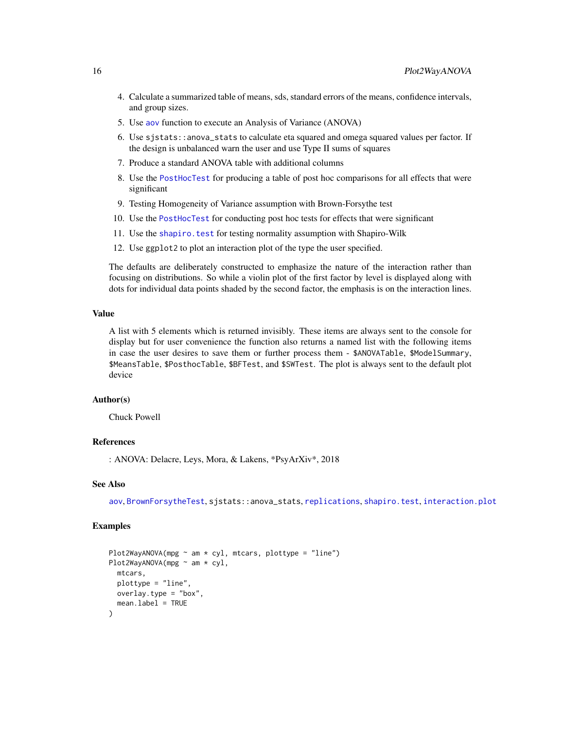4. Calculate a summarized table of means, sds, standard errors of the means, confidence intervals, and group sizes.
5. Use aov function to execute an Analysis of Variance (ANOVA)
6. Use sjstats::anova_stats to calculate eta squared and omega squared values per factor. If the design is unbalanced warn the user and use Type II sums of squares
7. Produce a standard ANOVA table with additional columns
8. Use the PostHocTest for producing a table of post hoc comparisons for all effects that were significant
9. Testing Homogeneity of Variance assumption with Brown-Forsythe test
10. Use the PostHocTest for conducting post hoc tests for effects that were significant
11. Use the shapiro.test for testing normality assumption with Shapiro-Wilk
12. Use ggplot2 to plot an interaction plot of the type the user specified.

The defaults are deliberately constructed to emphasize the nature of the interaction rather than focusing on distributions. So while a violin plot of the first factor by level is displayed along with dots for individual data points shaded by the second factor, the emphasis is on the interaction lines.

### Value

A list with 5 elements which is returned invisibly. These items are always sent to the console for display but for user convenience the function also returns a named list with the following items in case the user desires to save them or further process them - $ANOVATable, $ModelSummary, $MeansTable, $PosthocTable, $BFTest, and $SWTest. The plot is always sent to the default plot device

### Author(s)

Chuck Powell

### References

: ANOVA: Delacre, Leys, Mora, & Lakens, *PsyArXiv*, 2018

### See Also

aov, BrownForsytheTest, sjstats::anova_stats, replications, shapiro.test, interaction.plot

### Examples

```
Plot2WayANOVA(mpg ~ am * cyl, mtcars, plottype = "line")
Plot2WayANOVA(mpg ~ am * cyl,
  mtcars,
  plottype = "line",
  overlay.type = "box",
  mean.label = TRUE
)
```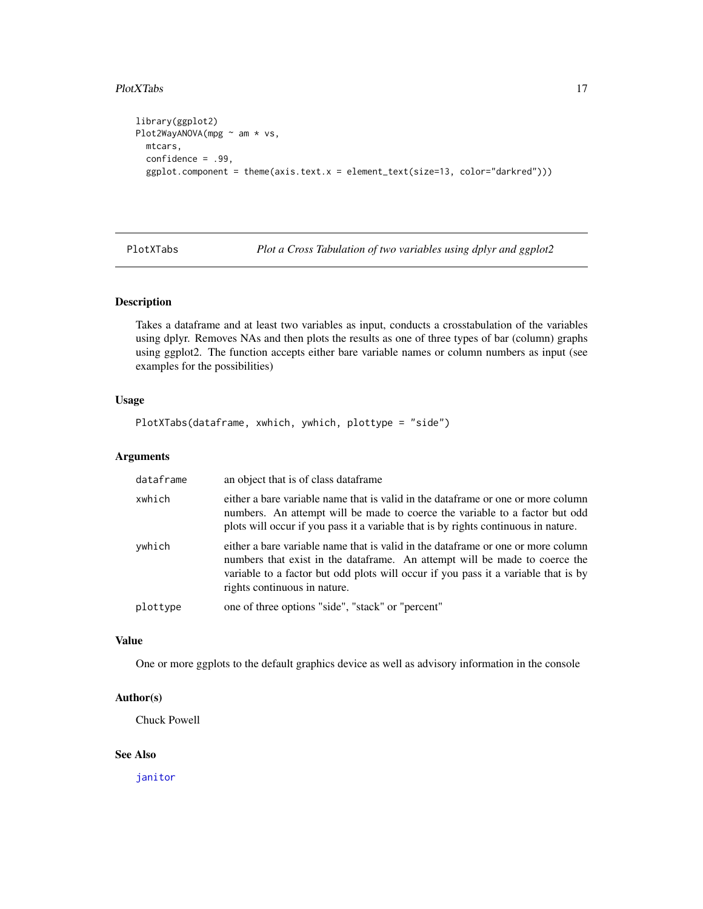```
library(ggplot2)
Plot2WayANOVA(mpg ~ am * vs,
  mtcars,
  confidence = .99,
  ggplot.component = theme(axis.text.x = element_text(size=13, color="darkred")))
```

---

## PlotXTabs — *Plot a Cross Tabulation of two variables using dplyr and ggplot2*

---

### Description

Takes a dataframe and at least two variables as input, conducts a crosstabulation of the variables using dplyr. Removes NAs and then plots the results as one of three types of bar (column) graphs using ggplot2. The function accepts either bare variable names or column numbers as input (see examples for the possibilities)

### Usage

```
PlotXTabs(dataframe, xwhich, ywhich, plottype = "side")
```

### Arguments

| | |
|---|---|
| dataframe | an object that is of class dataframe |
| xwhich | either a bare variable name that is valid in the dataframe or one or more column numbers. An attempt will be made to coerce the variable to a factor but odd plots will occur if you pass it a variable that is by rights continuous in nature. |
| ywhich | either a bare variable name that is valid in the dataframe or one or more column numbers that exist in the dataframe. An attempt will be made to coerce the variable to a factor but odd plots will occur if you pass it a variable that is by rights continuous in nature. |
| plottype | one of three options "side", "stack" or "percent" |

### Value

One or more ggplots to the default graphics device as well as advisory information in the console

### Author(s)

Chuck Powell

### See Also

janitor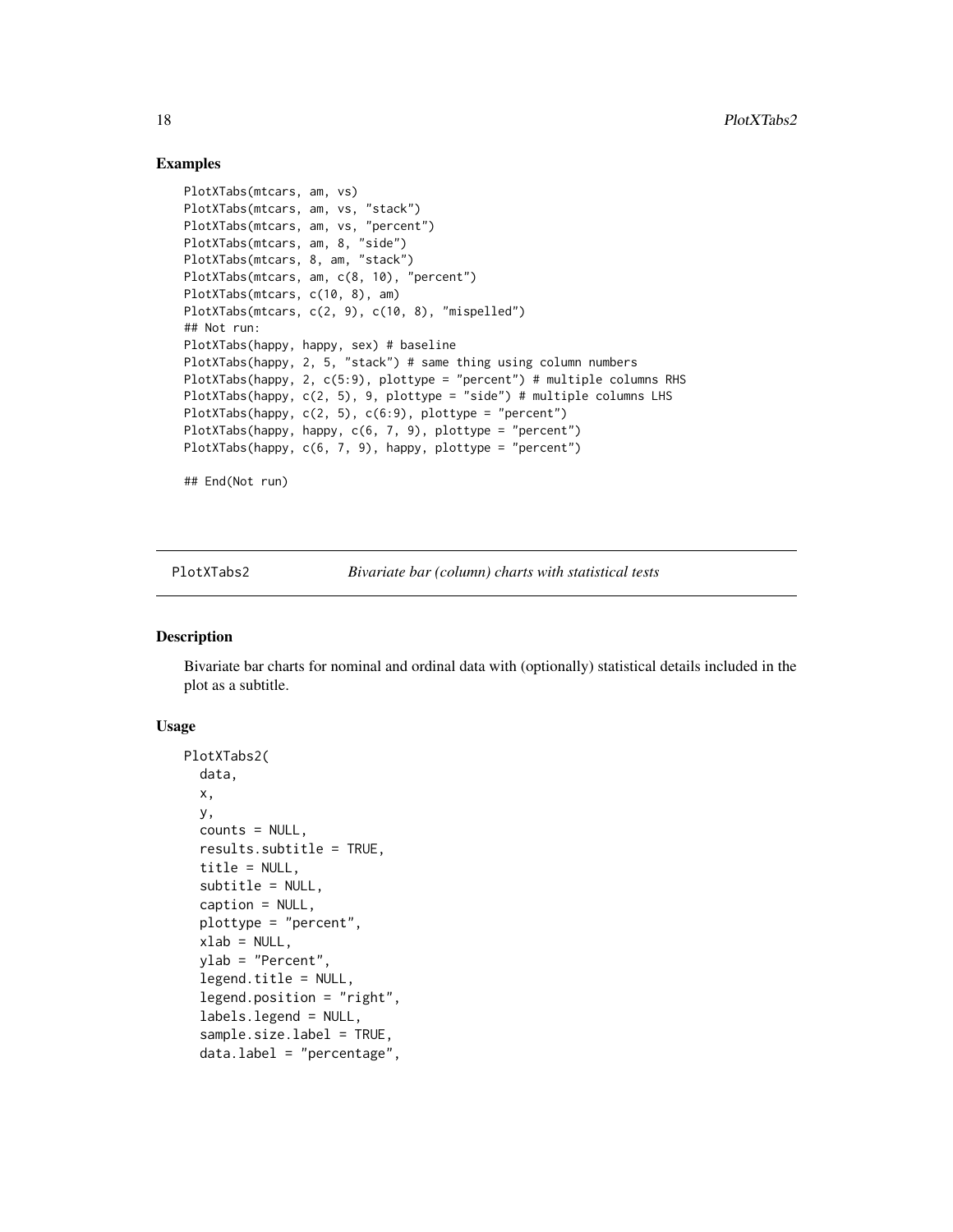## Examples

```
PlotXTabs(mtcars, am, vs)
PlotXTabs(mtcars, am, vs, "stack")
PlotXTabs(mtcars, am, vs, "percent")
PlotXTabs(mtcars, am, 8, "side")
PlotXTabs(mtcars, 8, am, "stack")
PlotXTabs(mtcars, am, c(8, 10), "percent")
PlotXTabs(mtcars, c(10, 8), am)
PlotXTabs(mtcars, c(2, 9), c(10, 8), "mispelled")
## Not run:
PlotXTabs(happy, happy, sex) # baseline
PlotXTabs(happy, 2, 5, "stack") # same thing using column numbers
PlotXTabs(happy, 2, c(5:9), plottype = "percent") # multiple columns RHS
PlotXTabs(happy, c(2, 5), 9, plottype = "side") # multiple columns LHS
PlotXTabs(happy, c(2, 5), c(6:9), plottype = "percent")
PlotXTabs(happy, happy, c(6, 7, 9), plottype = "percent")
PlotXTabs(happy, c(6, 7, 9), happy, plottype = "percent")

## End(Not run)
```

---

# PlotXTabs2 — *Bivariate bar (column) charts with statistical tests*

---

## Description

Bivariate bar charts for nominal and ordinal data with (optionally) statistical details included in the plot as a subtitle.

## Usage

```
PlotXTabs2(
  data,
  x,
  y,
  counts = NULL,
  results.subtitle = TRUE,
  title = NULL,
  subtitle = NULL,
  caption = NULL,
  plottype = "percent",
  xlab = NULL,
  ylab = "Percent",
  legend.title = NULL,
  legend.position = "right",
  labels.legend = NULL,
  sample.size.label = TRUE,
  data.label = "percentage",
```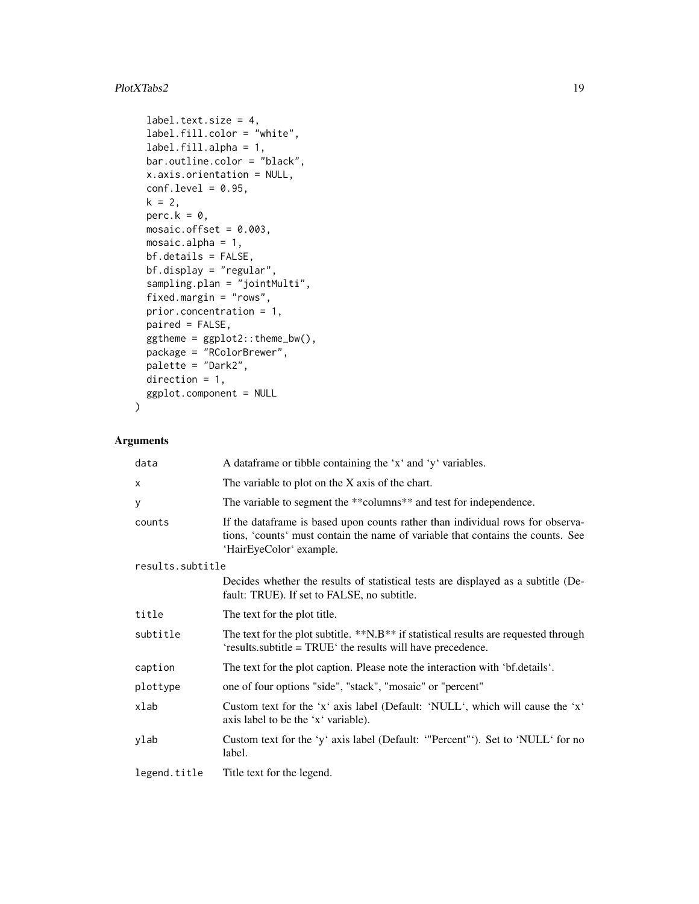```
  label.text.size = 4,
  label.fill.color = "white",
  label.fill.alpha = 1,
  bar.outline.color = "black",
  x.axis.orientation = NULL,
  conf.level = 0.95,
  k = 2,
  perc.k = 0,
  mosaic.offset = 0.003,
  mosaic.alpha = 1,
  bf.details = FALSE,
  bf.display = "regular",
  sampling.plan = "jointMulti",
  fixed.margin = "rows",
  prior.concentration = 1,
  paired = FALSE,
  ggtheme = ggplot2::theme_bw(),
  package = "RColorBrewer",
  palette = "Dark2",
  direction = 1,
  ggplot.component = NULL
)
```

## Arguments

| | |
|---|---|
| `data` | A dataframe or tibble containing the 'x' and 'y' variables. |
| `x` | The variable to plot on the X axis of the chart. |
| `y` | The variable to segment the **columns** and test for independence. |
| `counts` | If the dataframe is based upon counts rather than individual rows for observations, 'counts' must contain the name of variable that contains the counts. See 'HairEyeColor' example. |
| `results.subtitle` | Decides whether the results of statistical tests are displayed as a subtitle (Default: TRUE). If set to FALSE, no subtitle. |
| `title` | The text for the plot title. |
| `subtitle` | The text for the plot subtitle. **N.B** if statistical results are requested through 'results.subtitle = TRUE' the results will have precedence. |
| `caption` | The text for the plot caption. Please note the interaction with 'bf.details'. |
| `plottype` | one of four options "side", "stack", "mosaic" or "percent" |
| `xlab` | Custom text for the 'x' axis label (Default: 'NULL', which will cause the 'x' axis label to be the 'x' variable). |
| `ylab` | Custom text for the 'y' axis label (Default: '"Percent"'). Set to 'NULL' for no label. |
| `legend.title` | Title text for the legend. |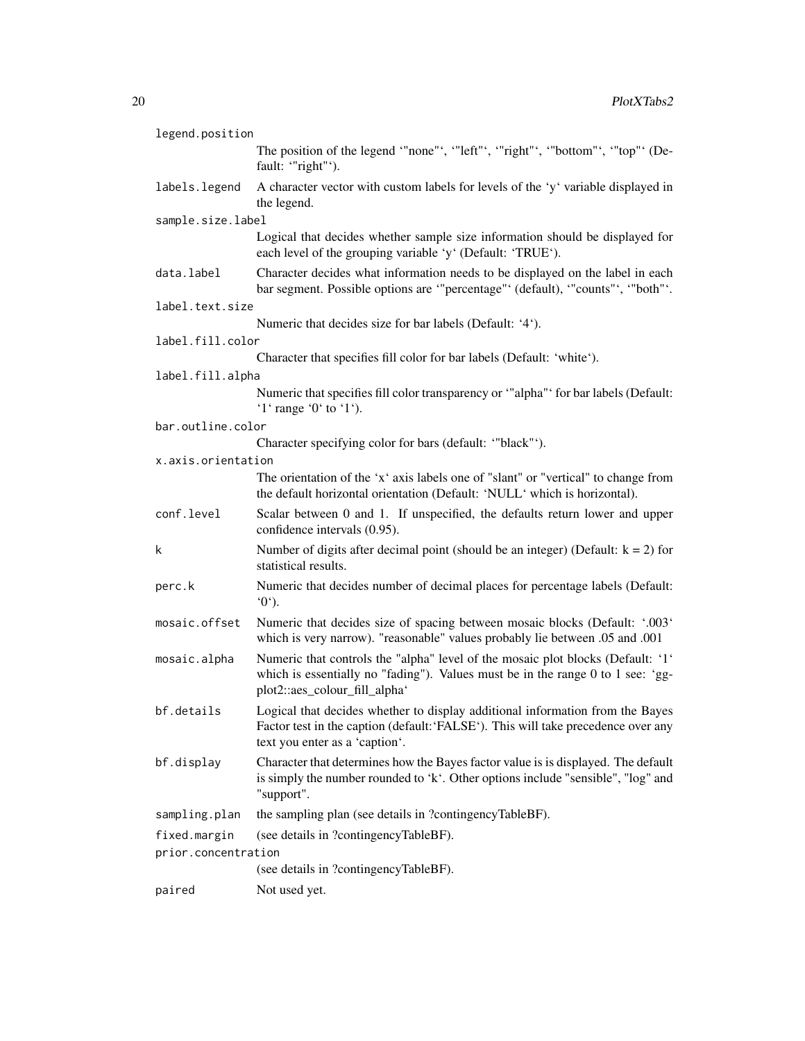legend.position
: The position of the legend `"none"`, `"left"`, `"right"`, `"bottom"`, `"top"` (Default: `"right"`).

labels.legend
: A character vector with custom labels for levels of the `y` variable displayed in the legend.

sample.size.label
: Logical that decides whether sample size information should be displayed for each level of the grouping variable `y` (Default: `TRUE`).

data.label
: Character decides what information needs to be displayed on the label in each bar segment. Possible options are `"percentage"` (default), `"counts"`, `"both"`.

label.text.size
: Numeric that decides size for bar labels (Default: `4`).

label.fill.color
: Character that specifies fill color for bar labels (Default: `white`).

label.fill.alpha
: Numeric that specifies fill color transparency or `"alpha"` for bar labels (Default: `1` range `0` to `1`).

bar.outline.color
: Character specifying color for bars (default: `"black"`).

x.axis.orientation
: The orientation of the `x` axis labels one of "slant" or "vertical" to change from the default horizontal orientation (Default: `NULL` which is horizontal).

conf.level
: Scalar between 0 and 1. If unspecified, the defaults return lower and upper confidence intervals (0.95).

k
: Number of digits after decimal point (should be an integer) (Default: k = 2) for statistical results.

perc.k
: Numeric that decides number of decimal places for percentage labels (Default: `0`).

mosaic.offset
: Numeric that decides size of spacing between mosaic blocks (Default: `.003` which is very narrow). "reasonable" values probably lie between .05 and .001

mosaic.alpha
: Numeric that controls the "alpha" level of the mosaic plot blocks (Default: `1` which is essentially no "fading"). Values must be in the range 0 to 1 see: `ggplot2::aes_colour_fill_alpha`

bf.details
: Logical that decides whether to display additional information from the Bayes Factor test in the caption (default:`FALSE`). This will take precedence over any text you enter as a `caption`.

bf.display
: Character that determines how the Bayes factor value is is displayed. The default is simply the number rounded to `k`. Other options include "sensible", "log" and "support".

sampling.plan
: the sampling plan (see details in ?contingencyTableBF).

fixed.margin
: (see details in ?contingencyTableBF).

prior.concentration
: (see details in ?contingencyTableBF).

paired
: Not used yet.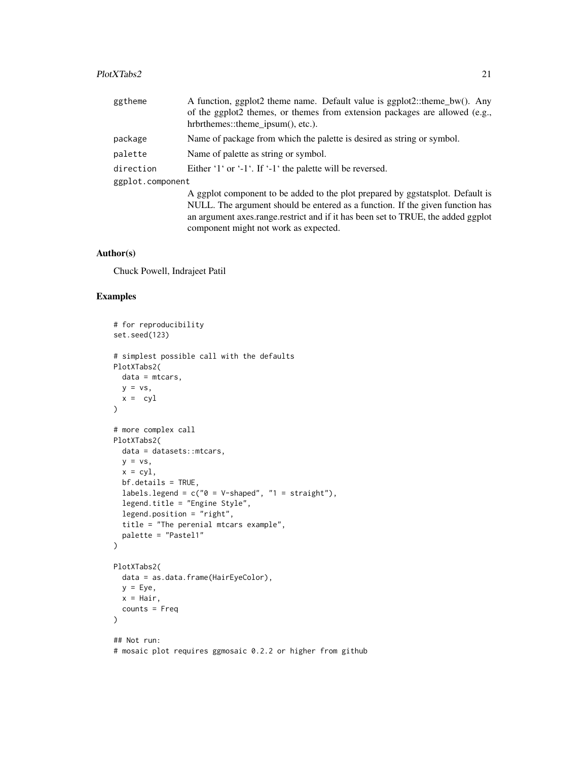| | |
|---|---|
| `ggtheme` | A function, ggplot2 theme name. Default value is ggplot2::theme_bw(). Any of the ggplot2 themes, or themes from extension packages are allowed (e.g., hrbrthemes::theme_ipsum(), etc.). |
| `package` | Name of package from which the palette is desired as string or symbol. |
| `palette` | Name of palette as string or symbol. |
| `direction` | Either '1' or '-1'. If '-1' the palette will be reversed. |
| `ggplot.component` | A ggplot component to be added to the plot prepared by ggstatsplot. Default is NULL. The argument should be entered as a function. If the given function has an argument axes.range.restrict and if it has been set to TRUE, the added ggplot component might not work as expected. |

## Author(s)

Chuck Powell, Indrajeet Patil

## Examples

```
# for reproducibility
set.seed(123)

# simplest possible call with the defaults
PlotXTabs2(
  data = mtcars,
  y = vs,
  x =  cyl
)

# more complex call
PlotXTabs2(
  data = datasets::mtcars,
  y = vs,
  x = cyl,
  bf.details = TRUE,
  labels.legend = c("0 = V-shaped", "1 = straight"),
  legend.title = "Engine Style",
  legend.position = "right",
  title = "The perenial mtcars example",
  palette = "Pastel1"
)

PlotXTabs2(
  data = as.data.frame(HairEyeColor),
  y = Eye,
  x = Hair,
  counts = Freq
)

## Not run:
# mosaic plot requires ggmosaic 0.2.2 or higher from github
```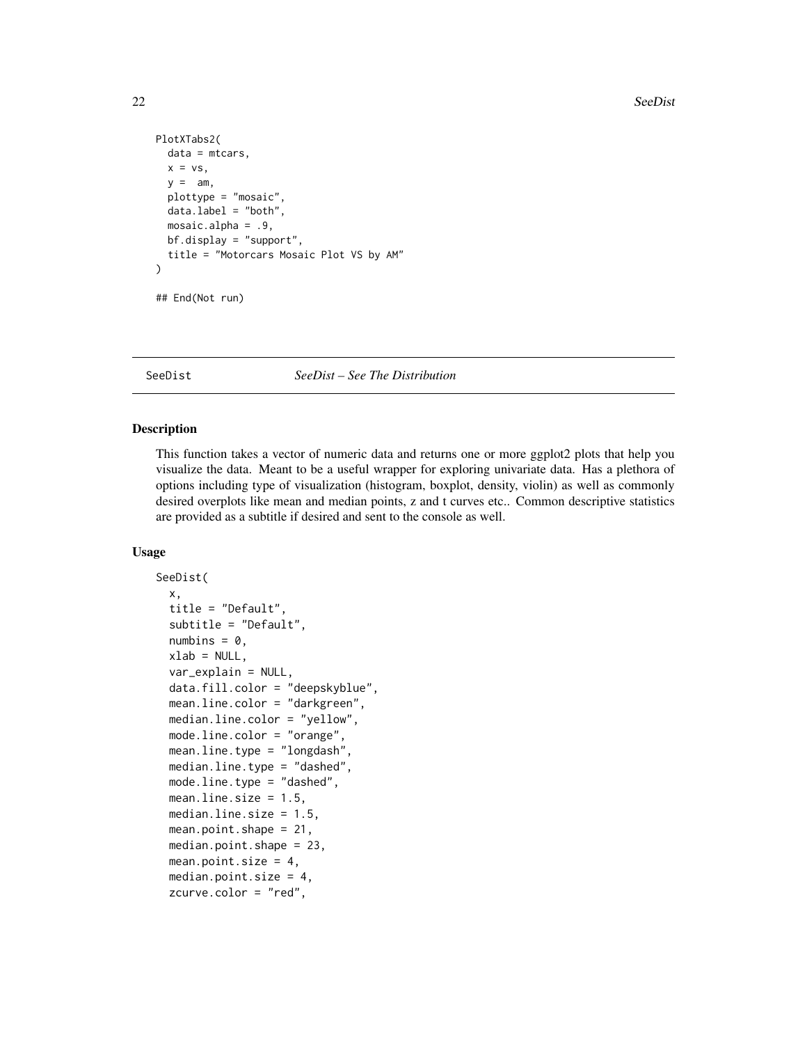```
PlotXTabs2(
  data = mtcars,
  x = vs,
  y =  am,
  plottype = "mosaic",
  data.label = "both",
  mosaic.alpha = .9,
  bf.display = "support",
  title = "Motorcars Mosaic Plot VS by AM"
)

## End(Not run)
```

## SeeDist *SeeDist – See The Distribution*

### Description

This function takes a vector of numeric data and returns one or more ggplot2 plots that help you visualize the data. Meant to be a useful wrapper for exploring univariate data. Has a plethora of options including type of visualization (histogram, boxplot, density, violin) as well as commonly desired overplots like mean and median points, z and t curves etc.. Common descriptive statistics are provided as a subtitle if desired and sent to the console as well.

### Usage

```
SeeDist(
  x,
  title = "Default",
  subtitle = "Default",
  numbins = 0,
  xlab = NULL,
  var_explain = NULL,
  data.fill.color = "deepskyblue",
  mean.line.color = "darkgreen",
  median.line.color = "yellow",
  mode.line.color = "orange",
  mean.line.type = "longdash",
  median.line.type = "dashed",
  mode.line.type = "dashed",
  mean.line.size = 1.5,
  median.line.size = 1.5,
  mean.point.shape = 21,
  median.point.shape = 23,
  mean.point.size = 4,
  median.point.size = 4,
  zcurve.color = "red",
```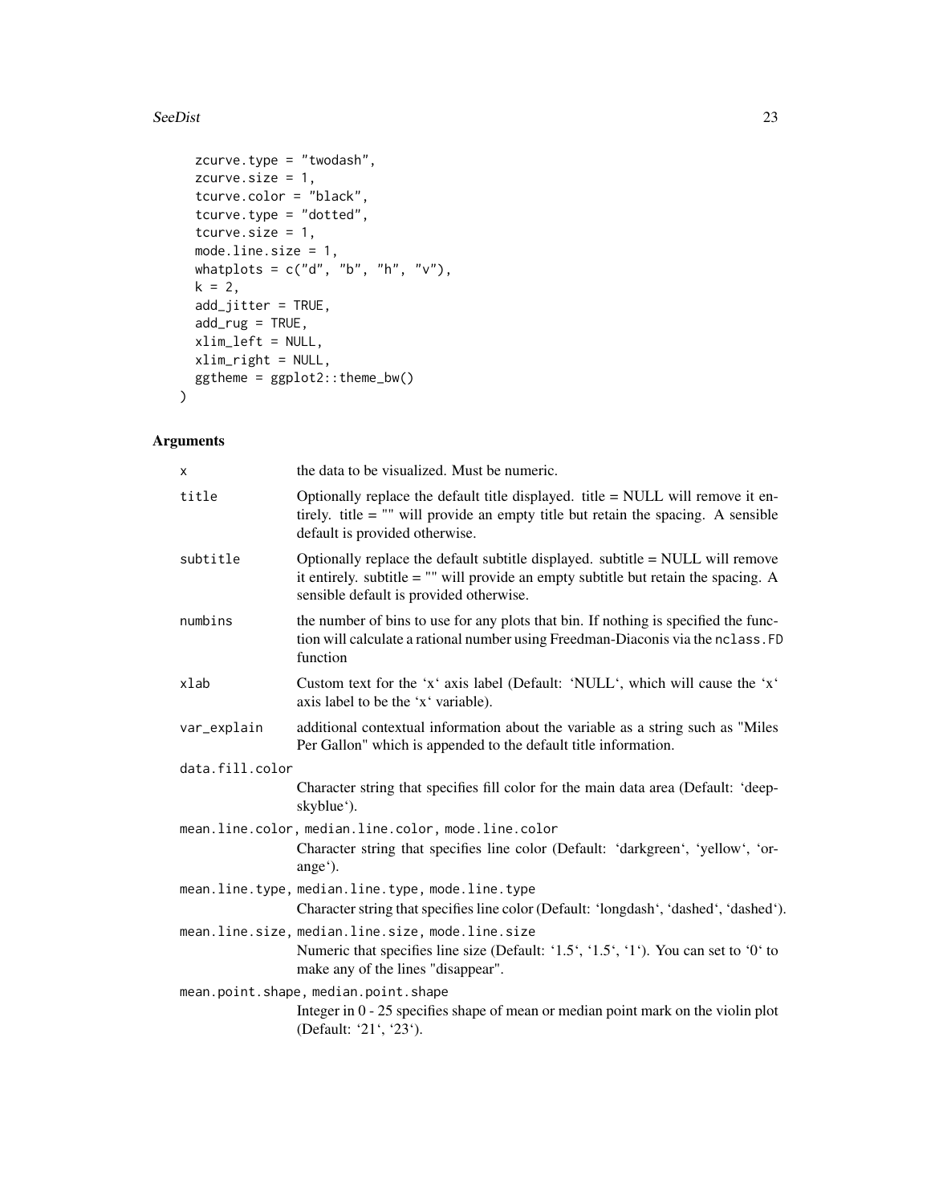```
  zcurve.type = "twodash",
  zcurve.size = 1,
  tcurve.color = "black",
  tcurve.type = "dotted",
  tcurve.size = 1,
  mode.line.size = 1,
  whatplots = c("d", "b", "h", "v"),
  k = 2,
  add_jitter = TRUE,
  add_rug = TRUE,
  xlim_left = NULL,
  xlim_right = NULL,
  ggtheme = ggplot2::theme_bw()
)
```

## Arguments

| | |
|---|---|
| x | the data to be visualized. Must be numeric. |
| title | Optionally replace the default title displayed. title = NULL will remove it entirely. title = "" will provide an empty title but retain the spacing. A sensible default is provided otherwise. |
| subtitle | Optionally replace the default subtitle displayed. subtitle = NULL will remove it entirely. subtitle = "" will provide an empty subtitle but retain the spacing. A sensible default is provided otherwise. |
| numbins | the number of bins to use for any plots that bin. If nothing is specified the function will calculate a rational number using Freedman-Diaconis via the `nclass.FD` function |
| xlab | Custom text for the 'x' axis label (Default: 'NULL', which will cause the 'x' axis label to be the 'x' variable). |
| var_explain | additional contextual information about the variable as a string such as "Miles Per Gallon" which is appended to the default title information. |
| data.fill.color | Character string that specifies fill color for the main data area (Default: 'deepskyblue'). |
| mean.line.color, median.line.color, mode.line.color | Character string that specifies line color (Default: 'darkgreen', 'yellow', 'orange'). |
| mean.line.type, median.line.type, mode.line.type | Character string that specifies line color (Default: 'longdash', 'dashed', 'dashed'). |
| mean.line.size, median.line.size, mode.line.size | Numeric that specifies line size (Default: '1.5', '1.5', '1'). You can set to '0' to make any of the lines "disappear". |
| mean.point.shape, median.point.shape | Integer in 0 - 25 specifies shape of mean or median point mark on the violin plot (Default: '21', '23'). |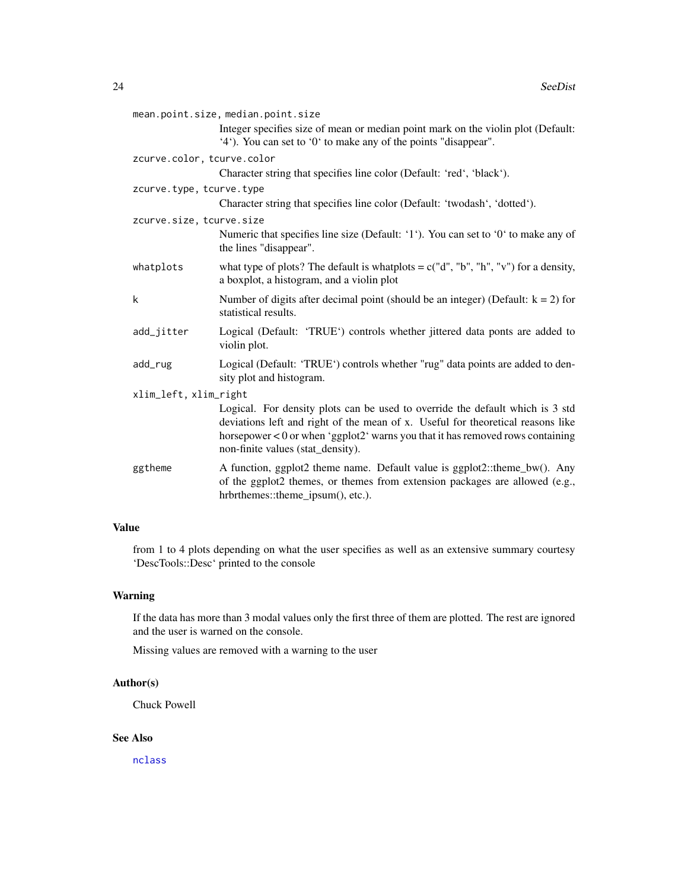`mean.point.size, median.point.size`
: Integer specifies size of mean or median point mark on the violin plot (Default: '4'). You can set to '0' to make any of the points "disappear".

`zcurve.color, tcurve.color`
: Character string that specifies line color (Default: 'red', 'black').

`zcurve.type, tcurve.type`
: Character string that specifies line color (Default: 'twodash', 'dotted').

`zcurve.size, tcurve.size`
: Numeric that specifies line size (Default: '1'). You can set to '0' to make any of the lines "disappear".

`whatplots`
: what type of plots? The default is whatplots = c("d", "b", "h", "v") for a density, a boxplot, a histogram, and a violin plot

`k`
: Number of digits after decimal point (should be an integer) (Default: k = 2) for statistical results.

`add_jitter`
: Logical (Default: 'TRUE') controls whether jittered data ponts are added to violin plot.

`add_rug`
: Logical (Default: 'TRUE') controls whether "rug" data points are added to density plot and histogram.

`xlim_left, xlim_right`
: Logical. For density plots can be used to override the default which is 3 std deviations left and right of the mean of x. Useful for theoretical reasons like horsepower < 0 or when 'ggplot2' warns you that it has removed rows containing non-finite values (stat_density).

`ggtheme`
: A function, ggplot2 theme name. Default value is ggplot2::theme_bw(). Any of the ggplot2 themes, or themes from extension packages are allowed (e.g., hrbrthemes::theme_ipsum(), etc.).

## Value

from 1 to 4 plots depending on what the user specifies as well as an extensive summary courtesy 'DescTools::Desc' printed to the console

## Warning

If the data has more than 3 modal values only the first three of them are plotted. The rest are ignored and the user is warned on the console.

Missing values are removed with a warning to the user

## Author(s)

Chuck Powell

## See Also

`nclass`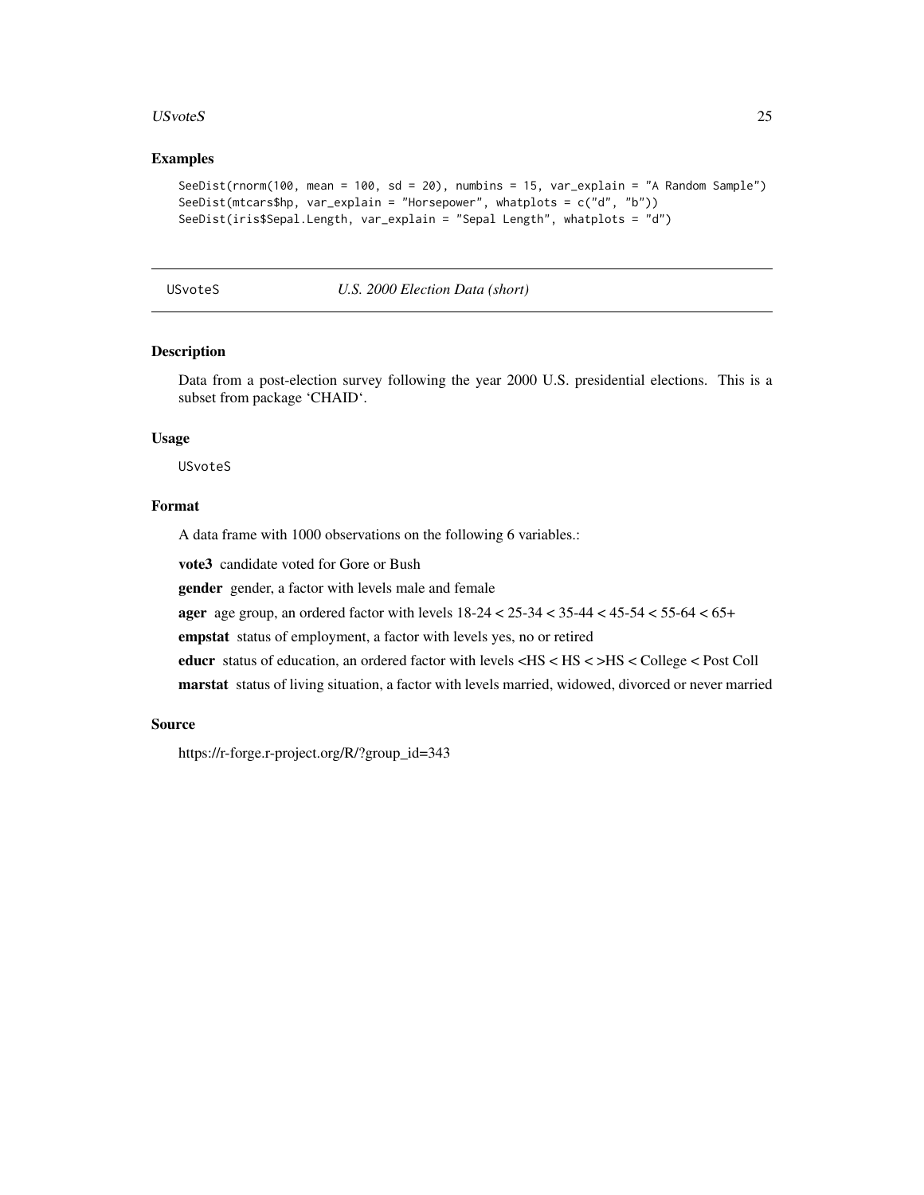## Examples

```
SeeDist(rnorm(100, mean = 100, sd = 20), numbins = 15, var_explain = "A Random Sample")
SeeDist(mtcars$hp, var_explain = "Horsepower", whatplots = c("d", "b"))
SeeDist(iris$Sepal.Length, var_explain = "Sepal Length", whatplots = "d")
```

---

# USvoteS — *U.S. 2000 Election Data (short)*

## Description

Data from a post-election survey following the year 2000 U.S. presidential elections. This is a subset from package 'CHAID'.

## Usage

```
USvoteS
```

## Format

A data frame with 1000 observations on the following 6 variables.:

**vote3** candidate voted for Gore or Bush

**gender** gender, a factor with levels male and female

**ager** age group, an ordered factor with levels 18-24 < 25-34 < 35-44 < 45-54 < 55-64 < 65+

**empstat** status of employment, a factor with levels yes, no or retired

**educr** status of education, an ordered factor with levels <HS < HS < >HS < College < Post Coll

**marstat** status of living situation, a factor with levels married, widowed, divorced or never married

## Source

https://r-forge.r-project.org/R/?group_id=343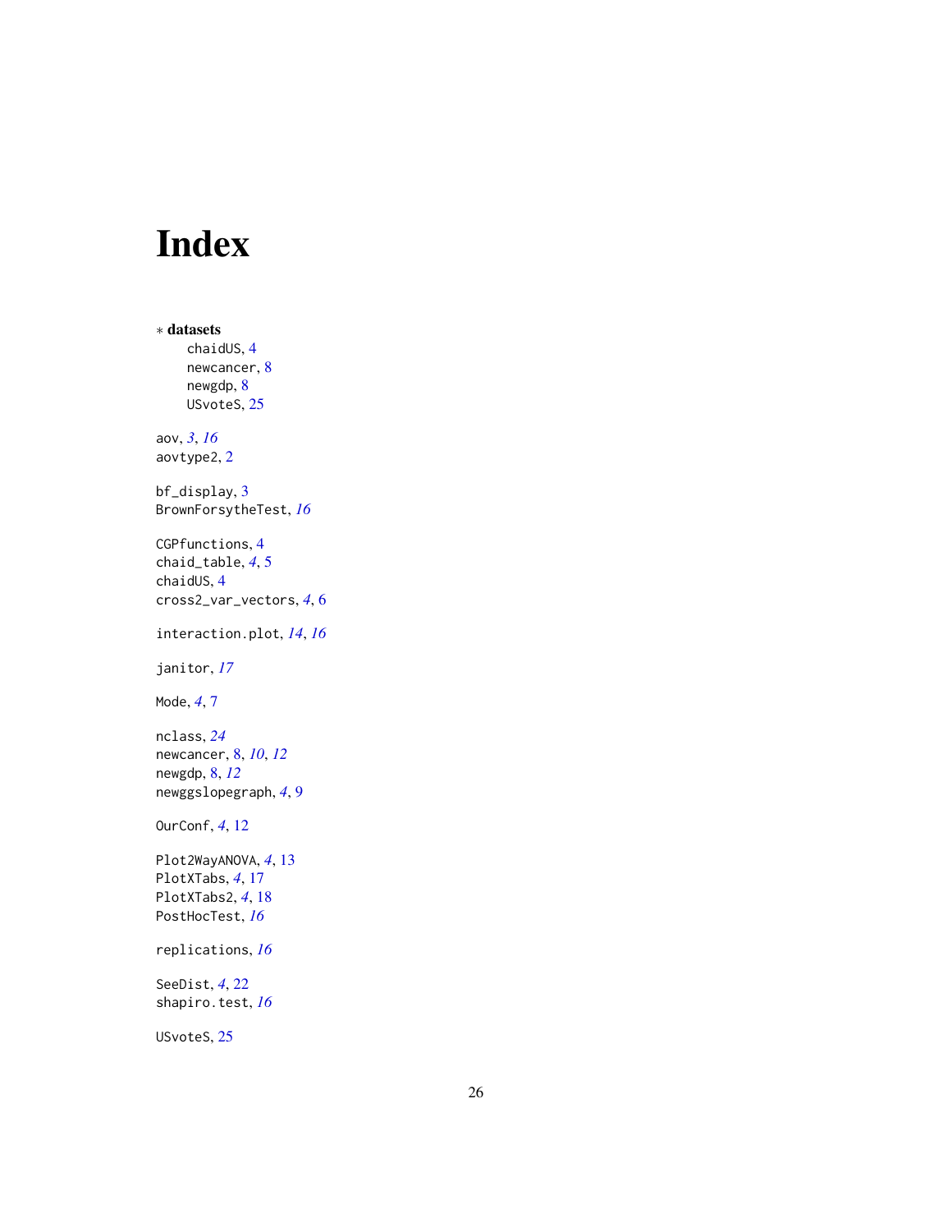# Index

∗ **datasets**

chaidUS, 4
newcancer, 8
newgdp, 8
USvoteS, 25

aov, *3*, *16*
aovtype2, 2

bf_display, 3
BrownForsytheTest, *16*

CGPfunctions, 4
chaid_table, *4*, 5
chaidUS, 4
cross2_var_vectors, *4*, 6

interaction.plot, *14*, *16*

janitor, *17*

Mode, *4*, 7

nclass, *24*
newcancer, 8, *10*, *12*
newgdp, 8, *12*
newggslopegraph, *4*, 9

OurConf, *4*, 12

Plot2WayANOVA, *4*, 13
PlotXTabs, *4*, 17
PlotXTabs2, *4*, 18
PostHocTest, *16*

replications, *16*

SeeDist, *4*, 22
shapiro.test, *16*

USvoteS, 25